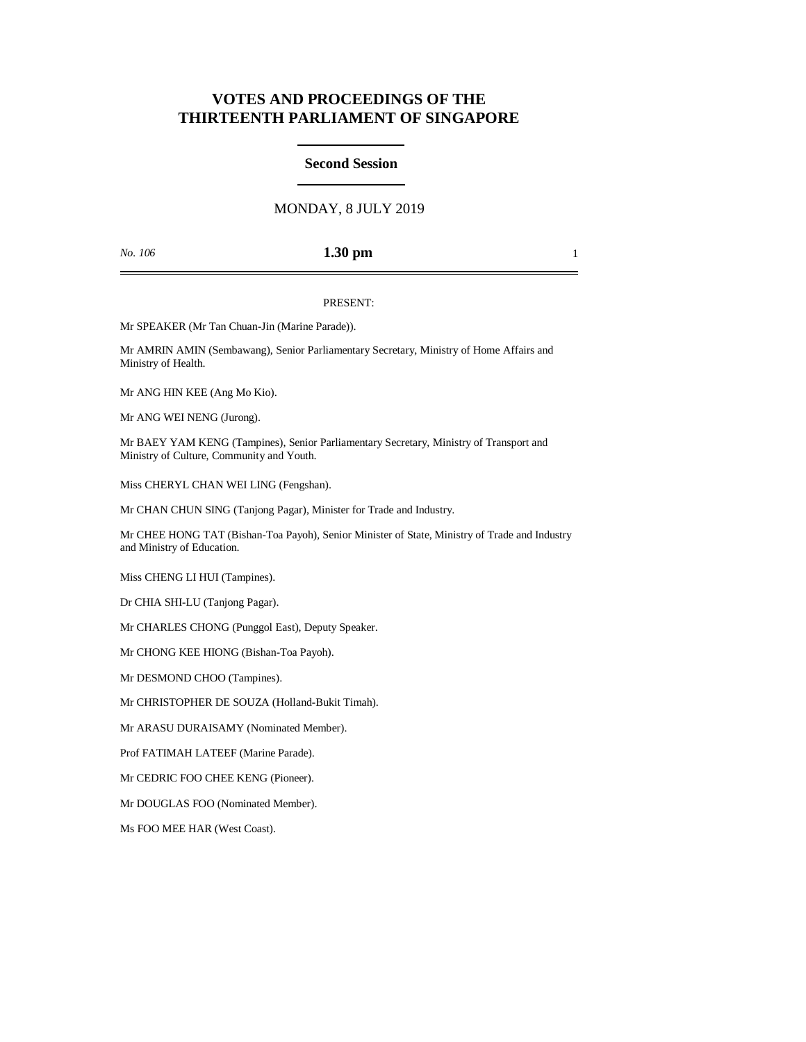# VOTES AND PROCEEDINGS OF THE THIRTEENTH PARLIAMENT OF SINGAPORE

## Second Session

MONDAY, 8 JULY 2019

*No. 106* **1.30 pm**

PRESENT:

Mr SPEAKER (Mr Tan Chuan-Jin (Marine Parade)).

Mr AMRIN AMIN (Sembawang), Senior Parliamentary Secretary, Ministry of Home Affairs and Ministry of Health.

Mr ANG HIN KEE (Ang Mo Kio).

Mr ANG WEI NENG (Jurong).

Mr BAEY YAM KENG (Tampines), Senior Parliamentary Secretary, Ministry of Transport and Ministry of Culture, Community and Youth.

Miss CHERYL CHAN WEI LING (Fengshan).

Mr CHAN CHUN SING (Tanjong Pagar), Minister for Trade and Industry.

Mr CHEE HONG TAT (Bishan-Toa Payoh), Senior Minister of State, Ministry of Trade and Industry and Ministry of Education.

Miss CHENG LI HUI (Tampines).

Dr CHIA SHI-LU (Tanjong Pagar).

Mr CHARLES CHONG (Punggol East), Deputy Speaker.

Mr CHONG KEE HIONG (Bishan-Toa Payoh).

Mr DESMOND CHOO (Tampines).

Mr CHRISTOPHER DE SOUZA (Holland-Bukit Timah).

Mr ARASU DURAISAMY (Nominated Member).

Prof FATIMAH LATEEF (Marine Parade).

Mr CEDRIC FOO CHEE KENG (Pioneer).

Mr DOUGLAS FOO (Nominated Member).

Ms FOO MEE HAR (West Coast).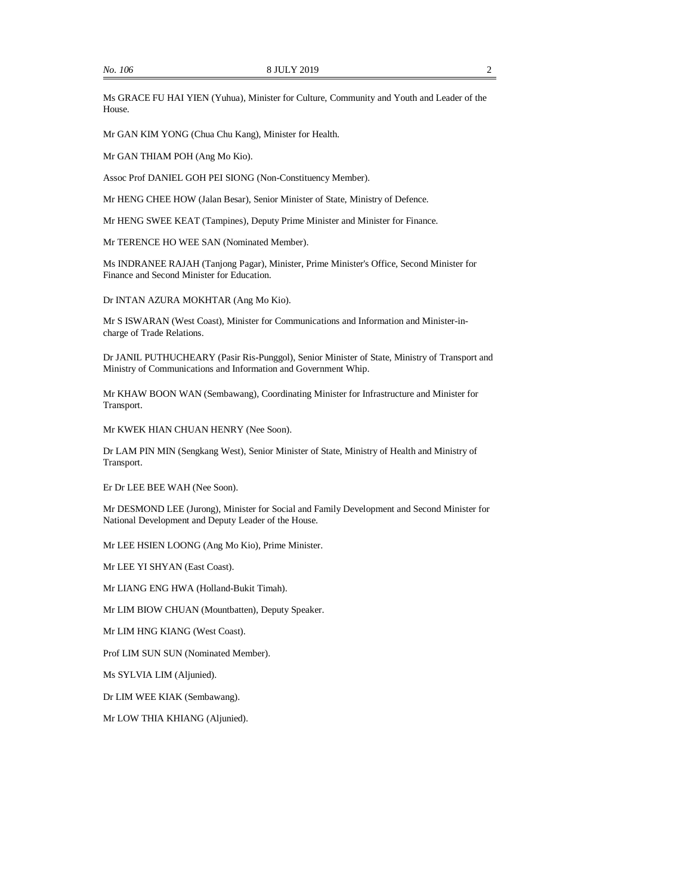Ms GRACE FU HAI YIEN (Yuhua), Minister for Culture, Community and Youth and Leader of the House.

Mr GAN KIM YONG (Chua Chu Kang), Minister for Health.

Mr GAN THIAM POH (Ang Mo Kio).

Assoc Prof DANIEL GOH PEI SIONG (Non-Constituency Member).

Mr HENG CHEE HOW (Jalan Besar), Senior Minister of State, Ministry of Defence.

Mr HENG SWEE KEAT (Tampines), Deputy Prime Minister and Minister for Finance.

Mr TERENCE HO WEE SAN (Nominated Member).

Ms INDRANEE RAJAH (Tanjong Pagar), Minister, Prime Minister's Office, Second Minister for Finance and Second Minister for Education.

Dr INTAN AZURA MOKHTAR (Ang Mo Kio).

Mr S ISWARAN (West Coast), Minister for Communications and Information and Minister-in-charge of Trade Relations.

Dr JANIL PUTHUCHEARY (Pasir Ris-Punggol), Senior Minister of State, Ministry of Transport and Ministry of Communications and Information and Government Whip.

Mr KHAW BOON WAN (Sembawang), Coordinating Minister for Infrastructure and Minister for Transport.

Mr KWEK HIAN CHUAN HENRY (Nee Soon).

Dr LAM PIN MIN (Sengkang West), Senior Minister of State, Ministry of Health and Ministry of Transport.

Er Dr LEE BEE WAH (Nee Soon).

Mr DESMOND LEE (Jurong), Minister for Social and Family Development and Second Minister for National Development and Deputy Leader of the House.

Mr LEE HSIEN LOONG (Ang Mo Kio), Prime Minister.

Mr LEE YI SHYAN (East Coast).

Mr LIANG ENG HWA (Holland-Bukit Timah).

Mr LIM BIOW CHUAN (Mountbatten), Deputy Speaker.

Mr LIM HNG KIANG (West Coast).

Prof LIM SUN SUN (Nominated Member).

Ms SYLVIA LIM (Aljunied).

Dr LIM WEE KIAK (Sembawang).

Mr LOW THIA KHIANG (Aljunied).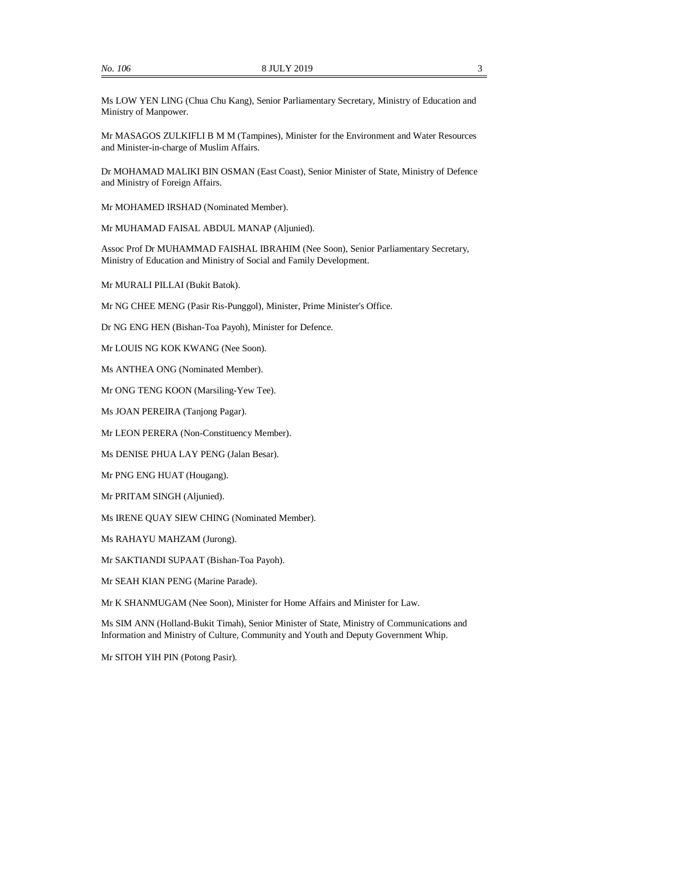Ms LOW YEN LING (Chua Chu Kang), Senior Parliamentary Secretary, Ministry of Education and Ministry of Manpower.

Mr MASAGOS ZULKIFLI B M M (Tampines), Minister for the Environment and Water Resources and Minister-in-charge of Muslim Affairs.

Dr MOHAMAD MALIKI BIN OSMAN (East Coast), Senior Minister of State, Ministry of Defence and Ministry of Foreign Affairs.

Mr MOHAMED IRSHAD (Nominated Member).

Mr MUHAMAD FAISAL ABDUL MANAP (Aljunied).

Assoc Prof Dr MUHAMMAD FAISHAL IBRAHIM (Nee Soon), Senior Parliamentary Secretary, Ministry of Education and Ministry of Social and Family Development.

Mr MURALI PILLAI (Bukit Batok).

Mr NG CHEE MENG (Pasir Ris-Punggol), Minister, Prime Minister's Office.

Dr NG ENG HEN (Bishan-Toa Payoh), Minister for Defence.

Mr LOUIS NG KOK KWANG (Nee Soon).

Ms ANTHEA ONG (Nominated Member).

Mr ONG TENG KOON (Marsiling-Yew Tee).

Ms JOAN PEREIRA (Tanjong Pagar).

Mr LEON PERERA (Non-Constituency Member).

Ms DENISE PHUA LAY PENG (Jalan Besar).

Mr PNG ENG HUAT (Hougang).

Mr PRITAM SINGH (Aljunied).

Ms IRENE QUAY SIEW CHING (Nominated Member).

Ms RAHAYU MAHZAM (Jurong).

Mr SAKTIANDI SUPAAT (Bishan-Toa Payoh).

Mr SEAH KIAN PENG (Marine Parade).

Mr K SHANMUGAM (Nee Soon), Minister for Home Affairs and Minister for Law.

Ms SIM ANN (Holland-Bukit Timah), Senior Minister of State, Ministry of Communications and Information and Ministry of Culture, Community and Youth and Deputy Government Whip.

Mr SITOH YIH PIN (Potong Pasir).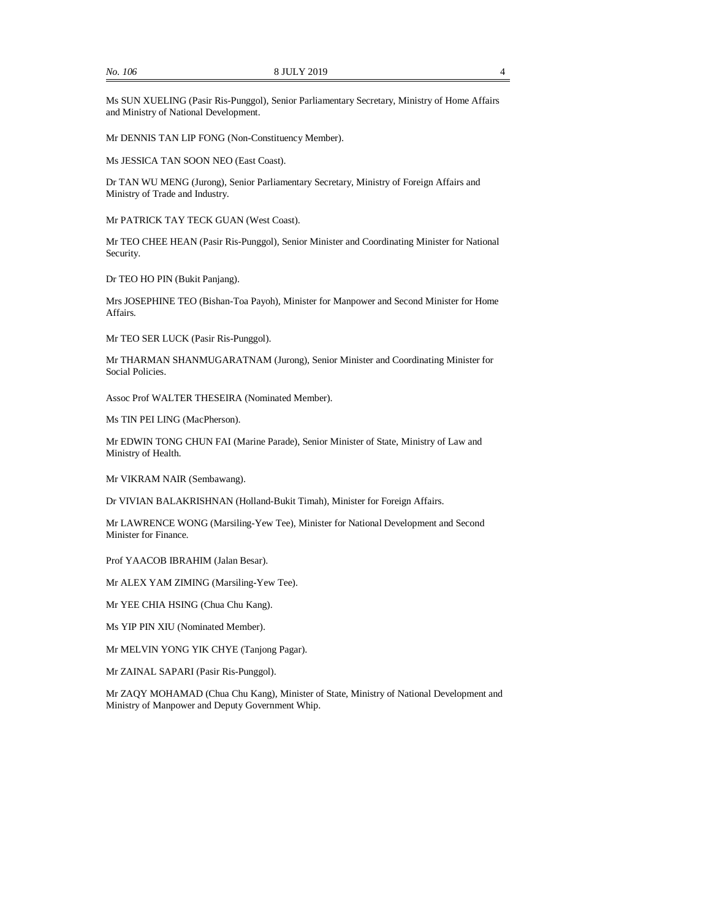Ms SUN XUELING (Pasir Ris-Punggol), Senior Parliamentary Secretary, Ministry of Home Affairs and Ministry of National Development.

Mr DENNIS TAN LIP FONG (Non-Constituency Member).

Ms JESSICA TAN SOON NEO (East Coast).

Dr TAN WU MENG (Jurong), Senior Parliamentary Secretary, Ministry of Foreign Affairs and Ministry of Trade and Industry.

Mr PATRICK TAY TECK GUAN (West Coast).

Mr TEO CHEE HEAN (Pasir Ris-Punggol), Senior Minister and Coordinating Minister for National Security.

Dr TEO HO PIN (Bukit Panjang).

Mrs JOSEPHINE TEO (Bishan-Toa Payoh), Minister for Manpower and Second Minister for Home Affairs.

Mr TEO SER LUCK (Pasir Ris-Punggol).

Mr THARMAN SHANMUGARATNAM (Jurong), Senior Minister and Coordinating Minister for Social Policies.

Assoc Prof WALTER THESEIRA (Nominated Member).

Ms TIN PEI LING (MacPherson).

Mr EDWIN TONG CHUN FAI (Marine Parade), Senior Minister of State, Ministry of Law and Ministry of Health.

Mr VIKRAM NAIR (Sembawang).

Dr VIVIAN BALAKRISHNAN (Holland-Bukit Timah), Minister for Foreign Affairs.

Mr LAWRENCE WONG (Marsiling-Yew Tee), Minister for National Development and Second Minister for Finance.

Prof YAACOB IBRAHIM (Jalan Besar).

Mr ALEX YAM ZIMING (Marsiling-Yew Tee).

Mr YEE CHIA HSING (Chua Chu Kang).

Ms YIP PIN XIU (Nominated Member).

Mr MELVIN YONG YIK CHYE (Tanjong Pagar).

Mr ZAINAL SAPARI (Pasir Ris-Punggol).

Mr ZAQY MOHAMAD (Chua Chu Kang), Minister of State, Ministry of National Development and Ministry of Manpower and Deputy Government Whip.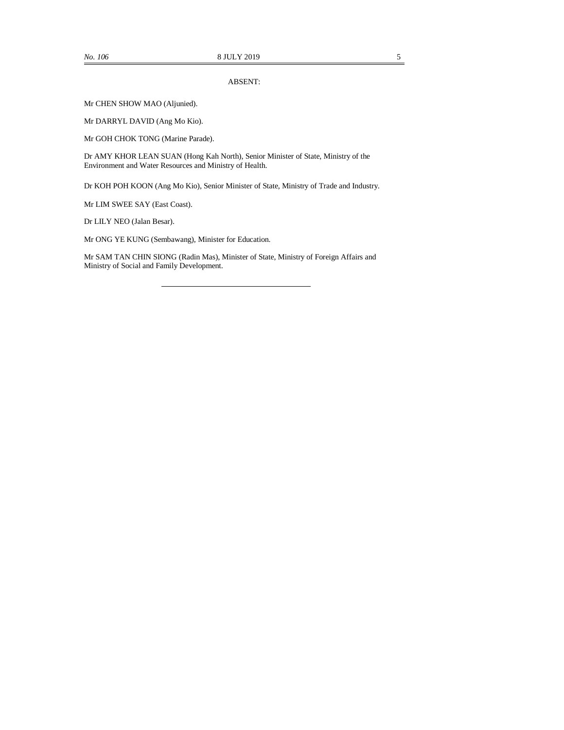ABSENT:

Mr CHEN SHOW MAO (Aljunied).

Mr DARRYL DAVID (Ang Mo Kio).

Mr GOH CHOK TONG (Marine Parade).

Dr AMY KHOR LEAN SUAN (Hong Kah North), Senior Minister of State, Ministry of the Environment and Water Resources and Ministry of Health.

Dr KOH POH KOON (Ang Mo Kio), Senior Minister of State, Ministry of Trade and Industry.

Mr LIM SWEE SAY (East Coast).

Dr LILY NEO (Jalan Besar).

Mr ONG YE KUNG (Sembawang), Minister for Education.

Mr SAM TAN CHIN SIONG (Radin Mas), Minister of State, Ministry of Foreign Affairs and Ministry of Social and Family Development.

---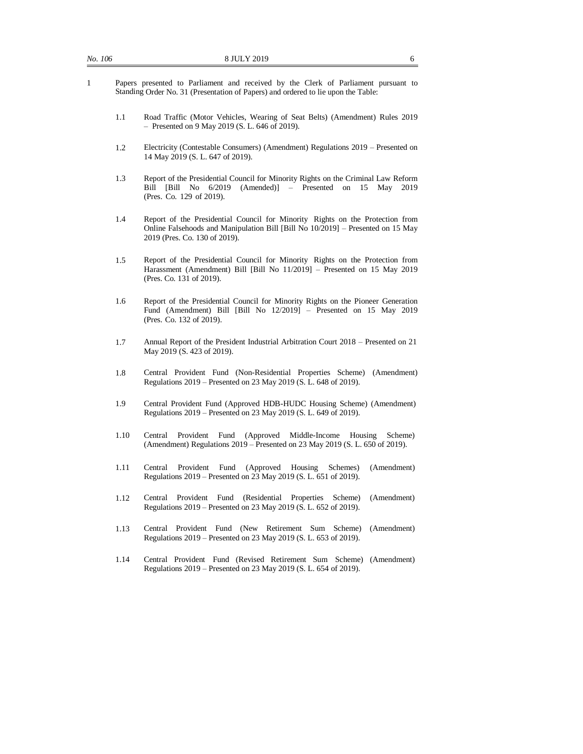1 Papers presented to Parliament and received by the Clerk of Parliament pursuant to Standing Order No. 31 (Presentation of Papers) and ordered to lie upon the Table:

1.1 Road Traffic (Motor Vehicles, Wearing of Seat Belts) (Amendment) Rules 2019 – Presented on 9 May 2019 (S. L. 646 of 2019).

1.2 Electricity (Contestable Consumers) (Amendment) Regulations 2019 – Presented on 14 May 2019 (S. L. 647 of 2019).

1.3 Report of the Presidential Council for Minority Rights on the Criminal Law Reform Bill [Bill No 6/2019 (Amended)] – Presented on 15 May 2019 (Pres. Co. 129 of 2019).

1.4 Report of the Presidential Council for Minority Rights on the Protection from Online Falsehoods and Manipulation Bill [Bill No 10/2019] – Presented on 15 May 2019 (Pres. Co. 130 of 2019).

1.5 Report of the Presidential Council for Minority Rights on the Protection from Harassment (Amendment) Bill [Bill No 11/2019] – Presented on 15 May 2019 (Pres. Co. 131 of 2019).

1.6 Report of the Presidential Council for Minority Rights on the Pioneer Generation Fund (Amendment) Bill [Bill No 12/2019] – Presented on 15 May 2019 (Pres. Co. 132 of 2019).

1.7 Annual Report of the President Industrial Arbitration Court 2018 – Presented on 21 May 2019 (S. 423 of 2019).

1.8 Central Provident Fund (Non-Residential Properties Scheme) (Amendment) Regulations 2019 – Presented on 23 May 2019 (S. L. 648 of 2019).

1.9 Central Provident Fund (Approved HDB-HUDC Housing Scheme) (Amendment) Regulations 2019 – Presented on 23 May 2019 (S. L. 649 of 2019).

1.10 Central Provident Fund (Approved Middle-Income Housing Scheme) (Amendment) Regulations 2019 – Presented on 23 May 2019 (S. L. 650 of 2019).

1.11 Central Provident Fund (Approved Housing Schemes) (Amendment) Regulations 2019 – Presented on 23 May 2019 (S. L. 651 of 2019).

1.12 Central Provident Fund (Residential Properties Scheme) (Amendment) Regulations 2019 – Presented on 23 May 2019 (S. L. 652 of 2019).

1.13 Central Provident Fund (New Retirement Sum Scheme) (Amendment) Regulations 2019 – Presented on 23 May 2019 (S. L. 653 of 2019).

1.14 Central Provident Fund (Revised Retirement Sum Scheme) (Amendment) Regulations 2019 – Presented on 23 May 2019 (S. L. 654 of 2019).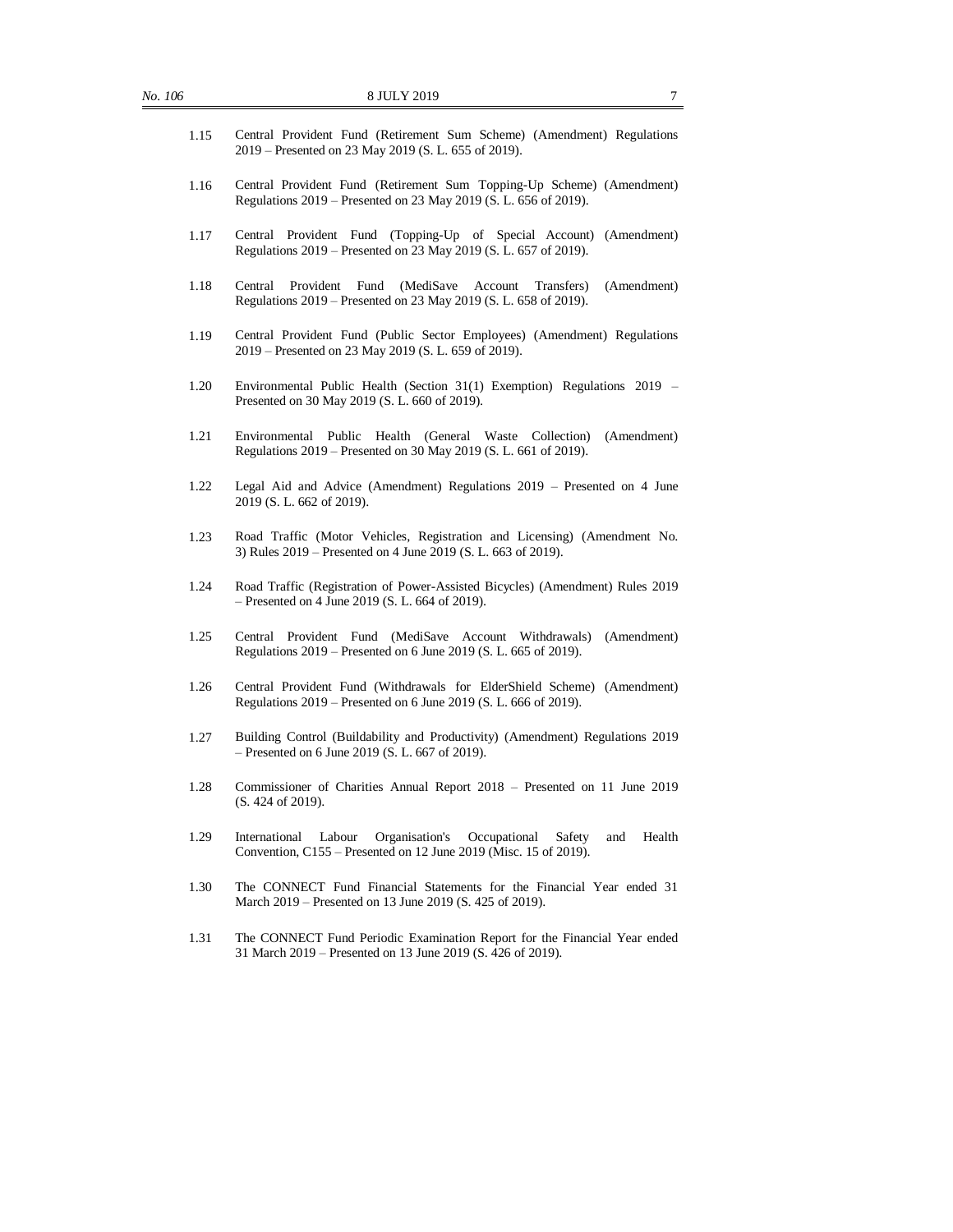1.15 Central Provident Fund (Retirement Sum Scheme) (Amendment) Regulations 2019 – Presented on 23 May 2019 (S. L. 655 of 2019).

1.16 Central Provident Fund (Retirement Sum Topping-Up Scheme) (Amendment) Regulations 2019 – Presented on 23 May 2019 (S. L. 656 of 2019).

1.17 Central Provident Fund (Topping-Up of Special Account) (Amendment) Regulations 2019 – Presented on 23 May 2019 (S. L. 657 of 2019).

1.18 Central Provident Fund (MediSave Account Transfers) (Amendment) Regulations 2019 – Presented on 23 May 2019 (S. L. 658 of 2019).

1.19 Central Provident Fund (Public Sector Employees) (Amendment) Regulations 2019 – Presented on 23 May 2019 (S. L. 659 of 2019).

1.20 Environmental Public Health (Section 31(1) Exemption) Regulations 2019 – Presented on 30 May 2019 (S. L. 660 of 2019).

1.21 Environmental Public Health (General Waste Collection) (Amendment) Regulations 2019 – Presented on 30 May 2019 (S. L. 661 of 2019).

1.22 Legal Aid and Advice (Amendment) Regulations 2019 – Presented on 4 June 2019 (S. L. 662 of 2019).

1.23 Road Traffic (Motor Vehicles, Registration and Licensing) (Amendment No. 3) Rules 2019 – Presented on 4 June 2019 (S. L. 663 of 2019).

1.24 Road Traffic (Registration of Power-Assisted Bicycles) (Amendment) Rules 2019 – Presented on 4 June 2019 (S. L. 664 of 2019).

1.25 Central Provident Fund (MediSave Account Withdrawals) (Amendment) Regulations 2019 – Presented on 6 June 2019 (S. L. 665 of 2019).

1.26 Central Provident Fund (Withdrawals for ElderShield Scheme) (Amendment) Regulations 2019 – Presented on 6 June 2019 (S. L. 666 of 2019).

1.27 Building Control (Buildability and Productivity) (Amendment) Regulations 2019 – Presented on 6 June 2019 (S. L. 667 of 2019).

1.28 Commissioner of Charities Annual Report 2018 – Presented on 11 June 2019 (S. 424 of 2019).

1.29 International Labour Organisation's Occupational Safety and Health Convention, C155 – Presented on 12 June 2019 (Misc. 15 of 2019).

1.30 The CONNECT Fund Financial Statements for the Financial Year ended 31 March 2019 – Presented on 13 June 2019 (S. 425 of 2019).

1.31 The CONNECT Fund Periodic Examination Report for the Financial Year ended 31 March 2019 – Presented on 13 June 2019 (S. 426 of 2019).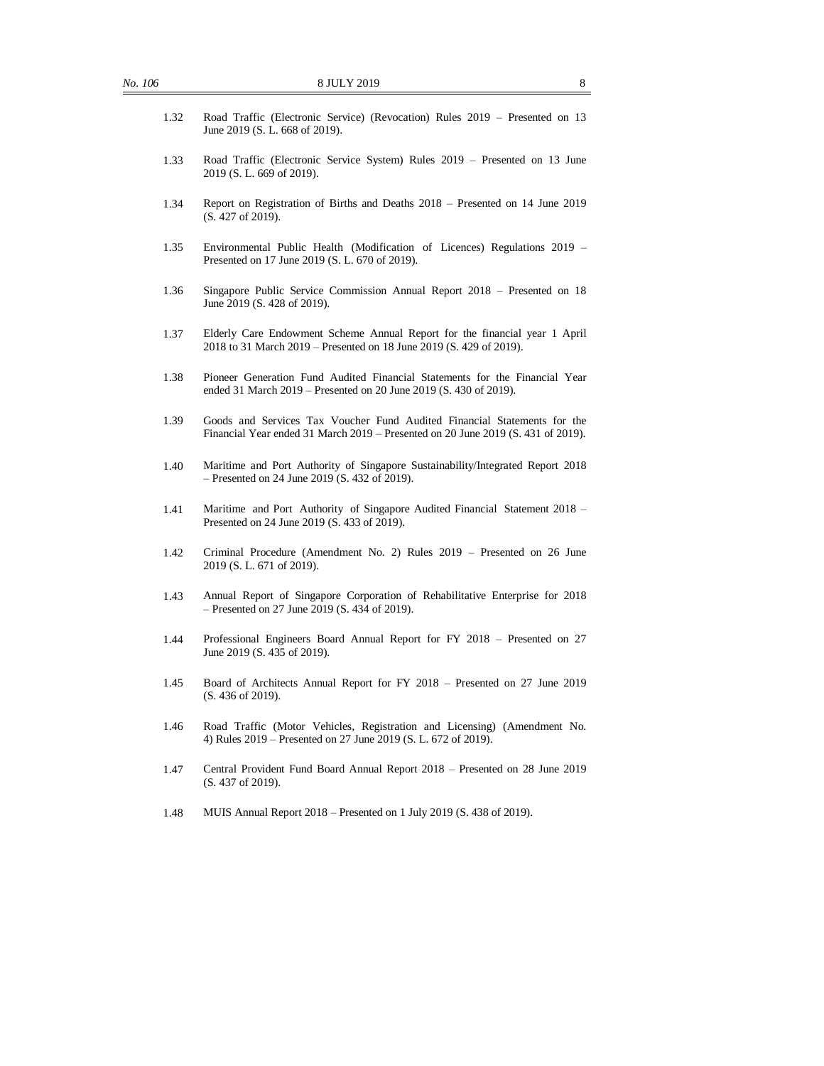1.32 Road Traffic (Electronic Service) (Revocation) Rules 2019 – Presented on 13 June 2019 (S. L. 668 of 2019).

1.33 Road Traffic (Electronic Service System) Rules 2019 – Presented on 13 June 2019 (S. L. 669 of 2019).

1.34 Report on Registration of Births and Deaths 2018 – Presented on 14 June 2019 (S. 427 of 2019).

1.35 Environmental Public Health (Modification of Licences) Regulations 2019 – Presented on 17 June 2019 (S. L. 670 of 2019).

1.36 Singapore Public Service Commission Annual Report 2018 – Presented on 18 June 2019 (S. 428 of 2019).

1.37 Elderly Care Endowment Scheme Annual Report for the financial year 1 April 2018 to 31 March 2019 – Presented on 18 June 2019 (S. 429 of 2019).

1.38 Pioneer Generation Fund Audited Financial Statements for the Financial Year ended 31 March 2019 – Presented on 20 June 2019 (S. 430 of 2019).

1.39 Goods and Services Tax Voucher Fund Audited Financial Statements for the Financial Year ended 31 March 2019 – Presented on 20 June 2019 (S. 431 of 2019).

1.40 Maritime and Port Authority of Singapore Sustainability/Integrated Report 2018 – Presented on 24 June 2019 (S. 432 of 2019).

1.41 Maritime and Port Authority of Singapore Audited Financial Statement 2018 – Presented on 24 June 2019 (S. 433 of 2019).

1.42 Criminal Procedure (Amendment No. 2) Rules 2019 – Presented on 26 June 2019 (S. L. 671 of 2019).

1.43 Annual Report of Singapore Corporation of Rehabilitative Enterprise for 2018 – Presented on 27 June 2019 (S. 434 of 2019).

1.44 Professional Engineers Board Annual Report for FY 2018 – Presented on 27 June 2019 (S. 435 of 2019).

1.45 Board of Architects Annual Report for FY 2018 – Presented on 27 June 2019 (S. 436 of 2019).

1.46 Road Traffic (Motor Vehicles, Registration and Licensing) (Amendment No. 4) Rules 2019 – Presented on 27 June 2019 (S. L. 672 of 2019).

1.47 Central Provident Fund Board Annual Report 2018 – Presented on 28 June 2019 (S. 437 of 2019).

1.48 MUIS Annual Report 2018 – Presented on 1 July 2019 (S. 438 of 2019).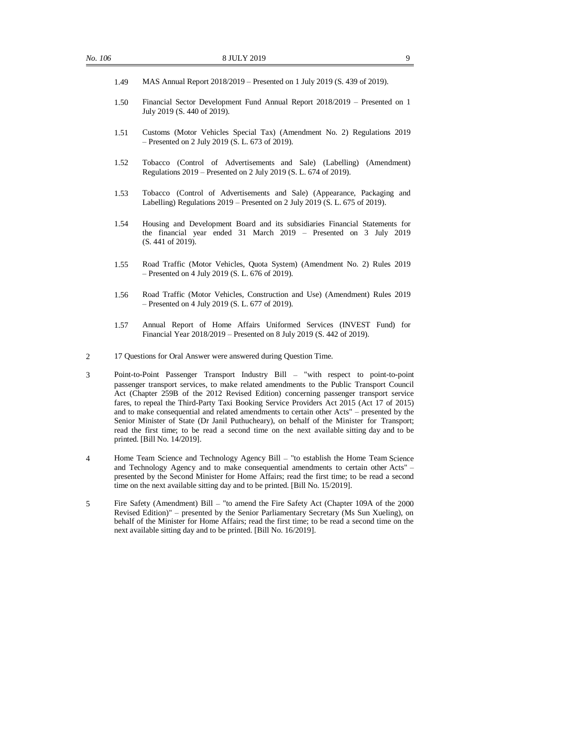1.49 MAS Annual Report 2018/2019 – Presented on 1 July 2019 (S. 439 of 2019).

1.50 Financial Sector Development Fund Annual Report 2018/2019 – Presented on 1 July 2019 (S. 440 of 2019).

1.51 Customs (Motor Vehicles Special Tax) (Amendment No. 2) Regulations 2019 – Presented on 2 July 2019 (S. L. 673 of 2019).

1.52 Tobacco (Control of Advertisements and Sale) (Labelling) (Amendment) Regulations 2019 – Presented on 2 July 2019 (S. L. 674 of 2019).

1.53 Tobacco (Control of Advertisements and Sale) (Appearance, Packaging and Labelling) Regulations 2019 – Presented on 2 July 2019 (S. L. 675 of 2019).

1.54 Housing and Development Board and its subsidiaries Financial Statements for the financial year ended 31 March 2019 – Presented on 3 July 2019 (S. 441 of 2019).

1.55 Road Traffic (Motor Vehicles, Quota System) (Amendment No. 2) Rules 2019 – Presented on 4 July 2019 (S. L. 676 of 2019).

1.56 Road Traffic (Motor Vehicles, Construction and Use) (Amendment) Rules 2019 – Presented on 4 July 2019 (S. L. 677 of 2019).

1.57 Annual Report of Home Affairs Uniformed Services (INVEST Fund) for Financial Year 2018/2019 – Presented on 8 July 2019 (S. 442 of 2019).

2 17 Questions for Oral Answer were answered during Question Time.

3 Point-to-Point Passenger Transport Industry Bill – "with respect to point-to-point passenger transport services, to make related amendments to the Public Transport Council Act (Chapter 259B of the 2012 Revised Edition) concerning passenger transport service fares, to repeal the Third-Party Taxi Booking Service Providers Act 2015 (Act 17 of 2015) and to make consequential and related amendments to certain other Acts" – presented by the Senior Minister of State (Dr Janil Puthucheary), on behalf of the Minister for Transport; read the first time; to be read a second time on the next available sitting day and to be printed. [Bill No. 14/2019].

4 Home Team Science and Technology Agency Bill – "to establish the Home Team Science and Technology Agency and to make consequential amendments to certain other Acts" – presented by the Second Minister for Home Affairs; read the first time; to be read a second time on the next available sitting day and to be printed. [Bill No. 15/2019].

5 Fire Safety (Amendment) Bill – "to amend the Fire Safety Act (Chapter 109A of the 2000 Revised Edition)" – presented by the Senior Parliamentary Secretary (Ms Sun Xueling), on behalf of the Minister for Home Affairs; read the first time; to be read a second time on the next available sitting day and to be printed. [Bill No. 16/2019].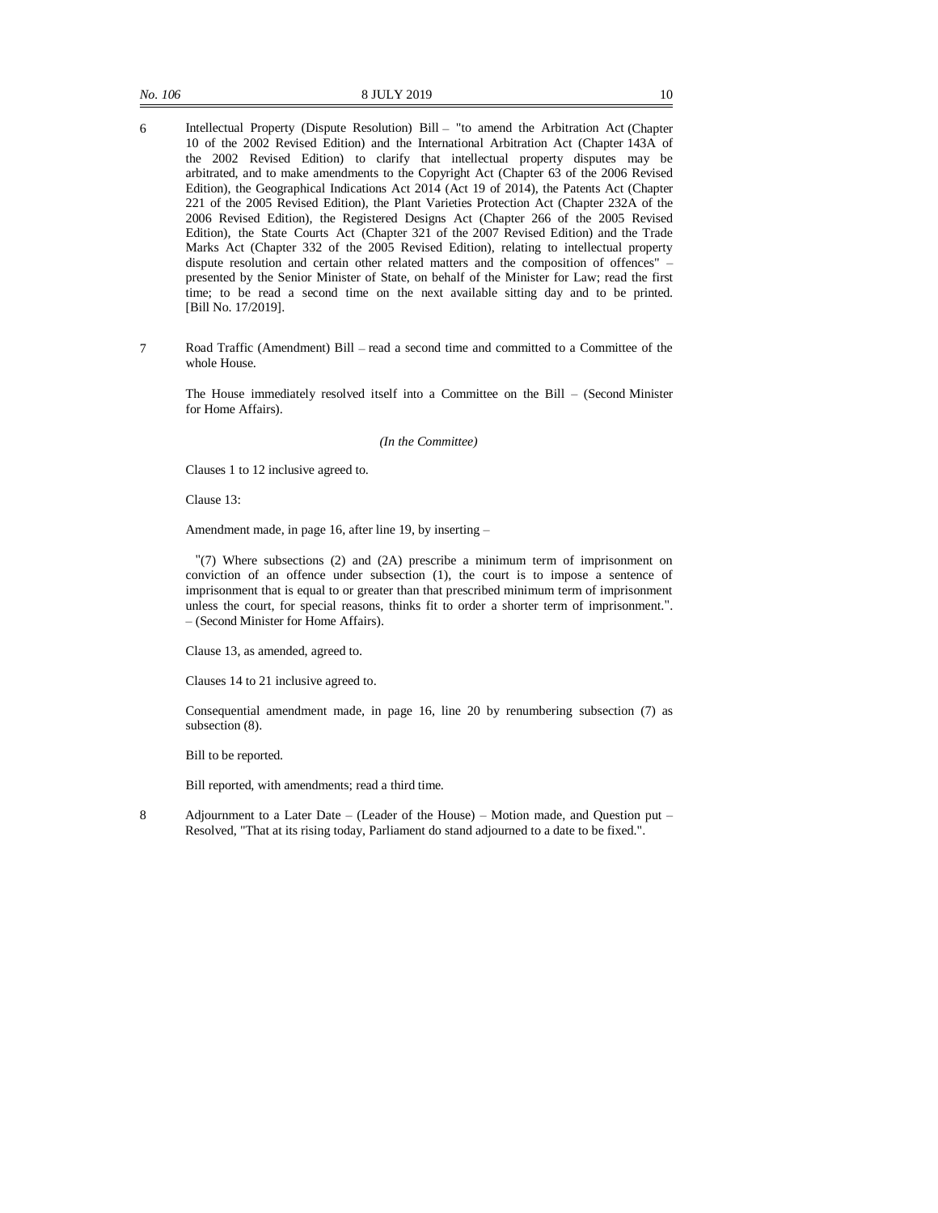6 Intellectual Property (Dispute Resolution) Bill – "to amend the Arbitration Act (Chapter 10 of the 2002 Revised Edition) and the International Arbitration Act (Chapter 143A of the 2002 Revised Edition) to clarify that intellectual property disputes may be arbitrated, and to make amendments to the Copyright Act (Chapter 63 of the 2006 Revised Edition), the Geographical Indications Act 2014 (Act 19 of 2014), the Patents Act (Chapter 221 of the 2005 Revised Edition), the Plant Varieties Protection Act (Chapter 232A of the 2006 Revised Edition), the Registered Designs Act (Chapter 266 of the 2005 Revised Edition), the State Courts Act (Chapter 321 of the 2007 Revised Edition) and the Trade Marks Act (Chapter 332 of the 2005 Revised Edition), relating to intellectual property dispute resolution and certain other related matters and the composition of offences" – presented by the Senior Minister of State, on behalf of the Minister for Law; read the first time; to be read a second time on the next available sitting day and to be printed. [Bill No. 17/2019].

7 Road Traffic (Amendment) Bill – read a second time and committed to a Committee of the whole House.

The House immediately resolved itself into a Committee on the Bill – (Second Minister for Home Affairs).

*(In the Committee)*

Clauses 1 to 12 inclusive agreed to.

Clause 13:

Amendment made, in page 16, after line 19, by inserting –

"(7) Where subsections (2) and (2A) prescribe a minimum term of imprisonment on conviction of an offence under subsection (1), the court is to impose a sentence of imprisonment that is equal to or greater than that prescribed minimum term of imprisonment unless the court, for special reasons, thinks fit to order a shorter term of imprisonment.". – (Second Minister for Home Affairs).

Clause 13, as amended, agreed to.

Clauses 14 to 21 inclusive agreed to.

Consequential amendment made, in page 16, line 20 by renumbering subsection (7) as subsection (8).

Bill to be reported.

Bill reported, with amendments; read a third time.

8 Adjournment to a Later Date – (Leader of the House) – Motion made, and Question put – Resolved, "That at its rising today, Parliament do stand adjourned to a date to be fixed.".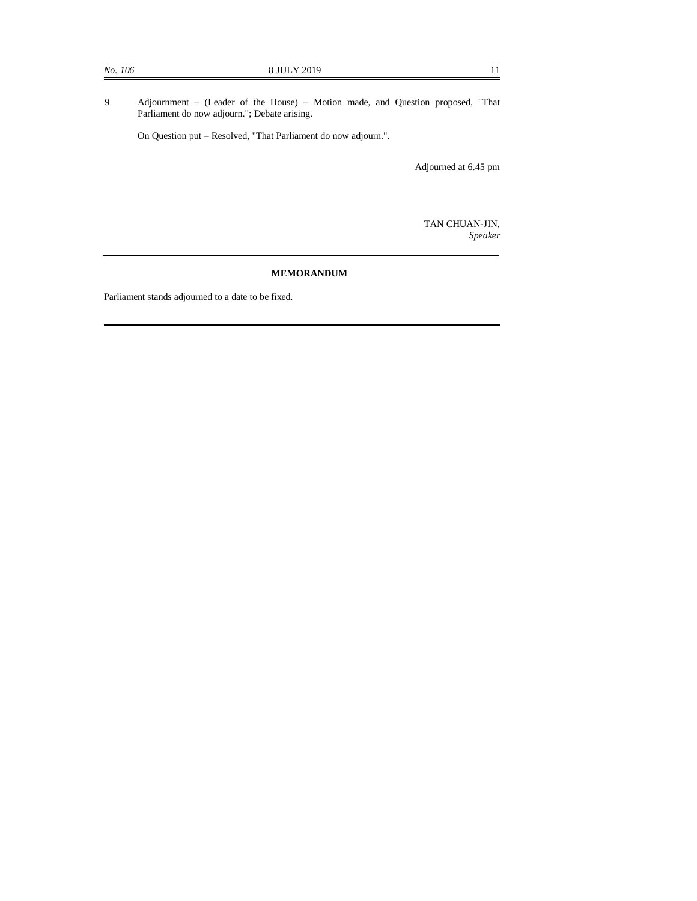9 Adjournment – (Leader of the House) – Motion made, and Question proposed, "That Parliament do now adjourn."; Debate arising.

On Question put – Resolved, "That Parliament do now adjourn.".

Adjourned at 6.45 pm

TAN CHUAN-JIN,
*Speaker*

---

**MEMORANDUM**

Parliament stands adjourned to a date to be fixed.

---